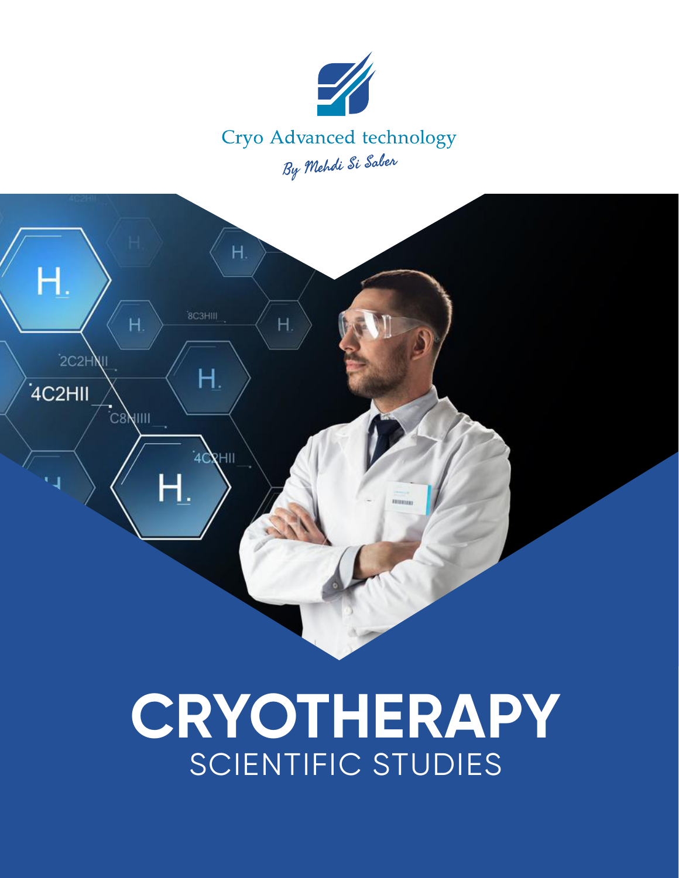Cryo Advanced technology

*By Mehdi Si Saber*

# CRYOTHERAPY

## SCIENTIFIC STUDIES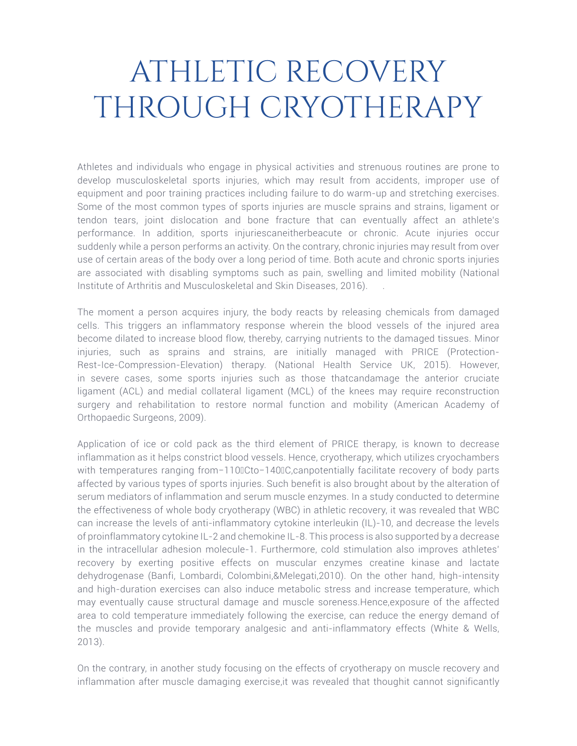# ATHLETIC RECOVERY THROUGH CRYOTHERAPY

Athletes and individuals who engage in physical activities and strenuous routines are prone to develop musculoskeletal sports injuries, which may result from accidents, improper use of equipment and poor training practices including failure to do warm-up and stretching exercises. Some of the most common types of sports injuries are muscle sprains and strains, ligament or tendon tears, joint dislocation and bone fracture that can eventually affect an athlete's performance. In addition, sports injuriescaneitherbeacute or chronic. Acute injuries occur suddenly while a person performs an activity. On the contrary, chronic injuries may result from over use of certain areas of the body over a long period of time. Both acute and chronic sports injuries are associated with disabling symptoms such as pain, swelling and limited mobility (National Institute of Arthritis and Musculoskeletal and Skin Diseases, 2016). .

The moment a person acquires injury, the body reacts by releasing chemicals from damaged cells. This triggers an inflammatory response wherein the blood vessels of the injured area become dilated to increase blood flow, thereby, carrying nutrients to the damaged tissues. Minor injuries, such as sprains and strains, are initially managed with PRICE (Protection-Rest-Ice-Compression-Elevation) therapy. (National Health Service UK, 2015). However, in severe cases, some sports injuries such as those thatcandamage the anterior cruciate ligament (ACL) and medial collateral ligament (MCL) of the knees may require reconstruction surgery and rehabilitation to restore normal function and mobility (American Academy of Orthopaedic Surgeons, 2009).

Application of ice or cold pack as the third element of PRICE therapy, is known to decrease inflammation as it helps constrict blood vessels. Hence, cryotherapy, which utilizes cryochambers with temperatures ranging from–110°Cto–140°C,canpotentially facilitate recovery of body parts affected by various types of sports injuries. Such benefit is also brought about by the alteration of serum mediators of inflammation and serum muscle enzymes. In a study conducted to determine the effectiveness of whole body cryotherapy (WBC) in athletic recovery, it was revealed that WBC can increase the levels of anti-inflammatory cytokine interleukin (IL)-10, and decrease the levels of proinflammatory cytokine IL-2 and chemokine IL-8. This process is also supported by a decrease in the intracellular adhesion molecule-1. Furthermore, cold stimulation also improves athletes' recovery by exerting positive effects on muscular enzymes creatine kinase and lactate dehydrogenase (Banfi, Lombardi, Colombini,&Melegati,2010). On the other hand, high-intensity and high-duration exercises can also induce metabolic stress and increase temperature, which may eventually cause structural damage and muscle soreness.Hence,exposure of the affected area to cold temperature immediately following the exercise, can reduce the energy demand of the muscles and provide temporary analgesic and anti-inflammatory effects (White & Wells, 2013).

On the contrary, in another study focusing on the effects of cryotherapy on muscle recovery and inflammation after muscle damaging exercise,it was revealed that thoughit cannot significantly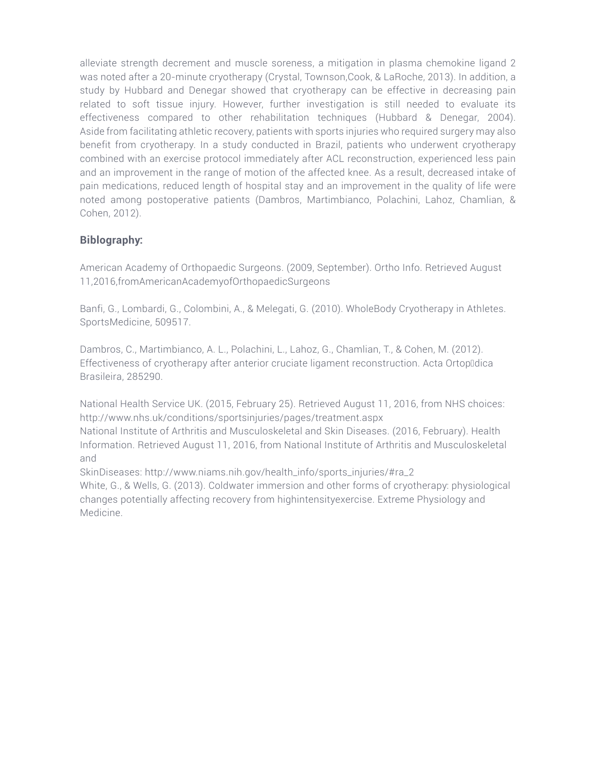alleviate strength decrement and muscle soreness, a mitigation in plasma chemokine ligand 2 was noted after a 20-minute cryotherapy (Crystal, Townson,Cook, & LaRoche, 2013). In addition, a study by Hubbard and Denegar showed that cryotherapy can be effective in decreasing pain related to soft tissue injury. However, further investigation is still needed to evaluate its effectiveness compared to other rehabilitation techniques (Hubbard & Denegar, 2004). Aside from facilitating athletic recovery, patients with sports injuries who required surgery may also benefit from cryotherapy. In a study conducted in Brazil, patients who underwent cryotherapy combined with an exercise protocol immediately after ACL reconstruction, experienced less pain and an improvement in the range of motion of the affected knee. As a result, decreased intake of pain medications, reduced length of hospital stay and an improvement in the quality of life were noted among postoperative patients (Dambros, Martimbianco, Polachini, Lahoz, Chamlian, & Cohen, 2012).

**Biblography:**

American Academy of Orthopaedic Surgeons. (2009, September). Ortho Info. Retrieved August 11,2016,fromAmericanAcademyofOrthopaedicSurgeons

Banfi, G., Lombardi, G., Colombini, A., & Melegati, G. (2010). WholeBody Cryotherapy in Athletes. SportsMedicine, 509517.

Dambros, C., Martimbianco, A. L., Polachini, L., Lahoz, G., Chamlian, T., & Cohen, M. (2012). Effectiveness of cryotherapy after anterior cruciate ligament reconstruction. Acta Ortop�dica Brasileira, 285290.

National Health Service UK. (2015, February 25). Retrieved August 11, 2016, from NHS choices: http://www.nhs.uk/conditions/sportsinjuries/pages/treatment.aspx

National Institute of Arthritis and Musculoskeletal and Skin Diseases. (2016, February). Health Information. Retrieved August 11, 2016, from National Institute of Arthritis and Musculoskeletal and SkinDiseases: http://www.niams.nih.gov/health_info/sports_injuries/#ra_2

White, G., & Wells, G. (2013). Coldwater immersion and other forms of cryotherapy: physiological changes potentially affecting recovery from highintensityexercise. Extreme Physiology and Medicine.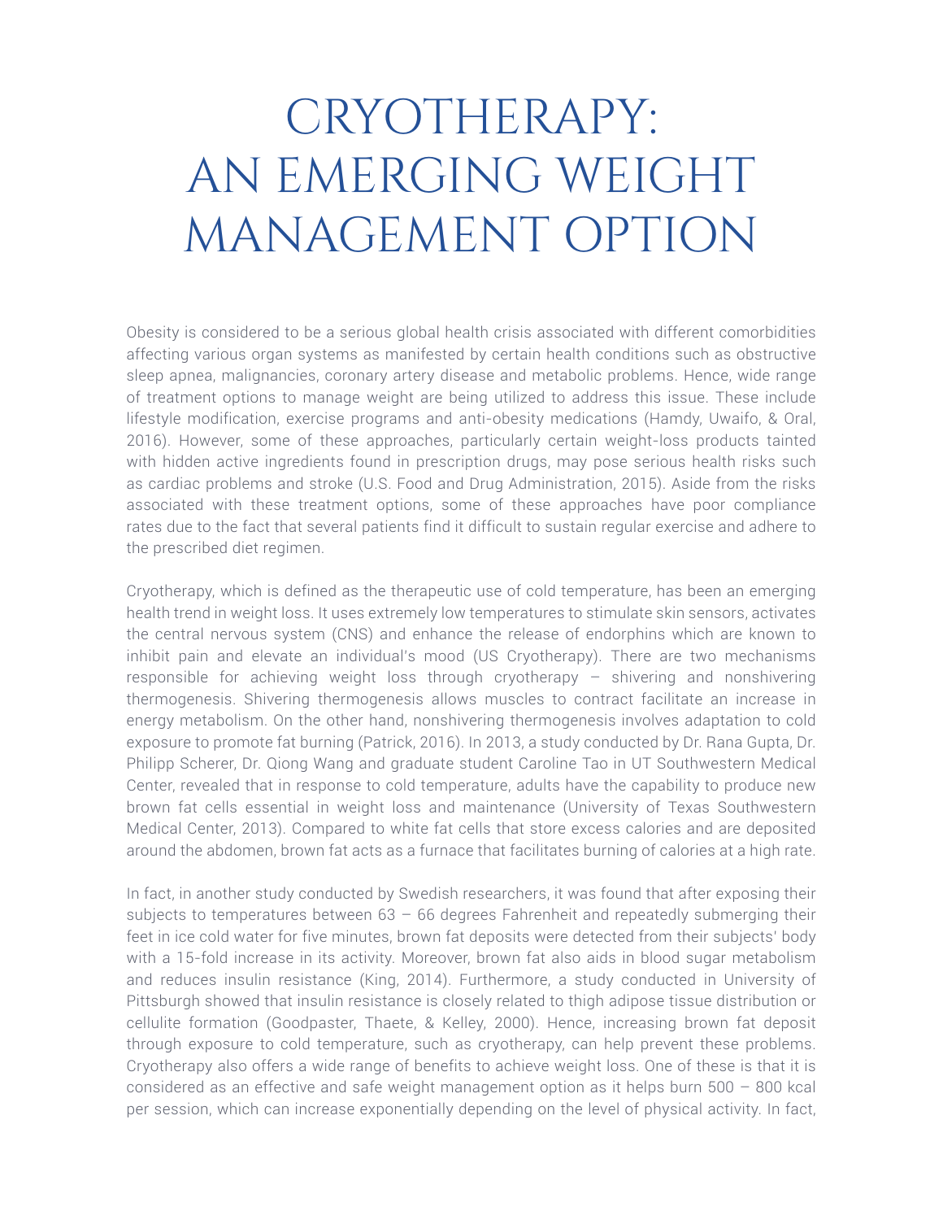# CRYOTHERAPY: AN EMERGING WEIGHT MANAGEMENT OPTION

Obesity is considered to be a serious global health crisis associated with different comorbidities affecting various organ systems as manifested by certain health conditions such as obstructive sleep apnea, malignancies, coronary artery disease and metabolic problems. Hence, wide range of treatment options to manage weight are being utilized to address this issue. These include lifestyle modification, exercise programs and anti-obesity medications (Hamdy, Uwaifo, & Oral, 2016). However, some of these approaches, particularly certain weight-loss products tainted with hidden active ingredients found in prescription drugs, may pose serious health risks such as cardiac problems and stroke (U.S. Food and Drug Administration, 2015). Aside from the risks associated with these treatment options, some of these approaches have poor compliance rates due to the fact that several patients find it difficult to sustain regular exercise and adhere to the prescribed diet regimen.

Cryotherapy, which is defined as the therapeutic use of cold temperature, has been an emerging health trend in weight loss. It uses extremely low temperatures to stimulate skin sensors, activates the central nervous system (CNS) and enhance the release of endorphins which are known to inhibit pain and elevate an individual's mood (US Cryotherapy). There are two mechanisms responsible for achieving weight loss through cryotherapy – shivering and nonshivering thermogenesis. Shivering thermogenesis allows muscles to contract facilitate an increase in energy metabolism. On the other hand, nonshivering thermogenesis involves adaptation to cold exposure to promote fat burning (Patrick, 2016). In 2013, a study conducted by Dr. Rana Gupta, Dr. Philipp Scherer, Dr. Qiong Wang and graduate student Caroline Tao in UT Southwestern Medical Center, revealed that in response to cold temperature, adults have the capability to produce new brown fat cells essential in weight loss and maintenance (University of Texas Southwestern Medical Center, 2013). Compared to white fat cells that store excess calories and are deposited around the abdomen, brown fat acts as a furnace that facilitates burning of calories at a high rate.

In fact, in another study conducted by Swedish researchers, it was found that after exposing their subjects to temperatures between 63 – 66 degrees Fahrenheit and repeatedly submerging their feet in ice cold water for five minutes, brown fat deposits were detected from their subjects' body with a 15-fold increase in its activity. Moreover, brown fat also aids in blood sugar metabolism and reduces insulin resistance (King, 2014). Furthermore, a study conducted in University of Pittsburgh showed that insulin resistance is closely related to thigh adipose tissue distribution or cellulite formation (Goodpaster, Thaete, & Kelley, 2000). Hence, increasing brown fat deposit through exposure to cold temperature, such as cryotherapy, can help prevent these problems. Cryotherapy also offers a wide range of benefits to achieve weight loss. One of these is that it is considered as an effective and safe weight management option as it helps burn 500 – 800 kcal per session, which can increase exponentially depending on the level of physical activity. In fact,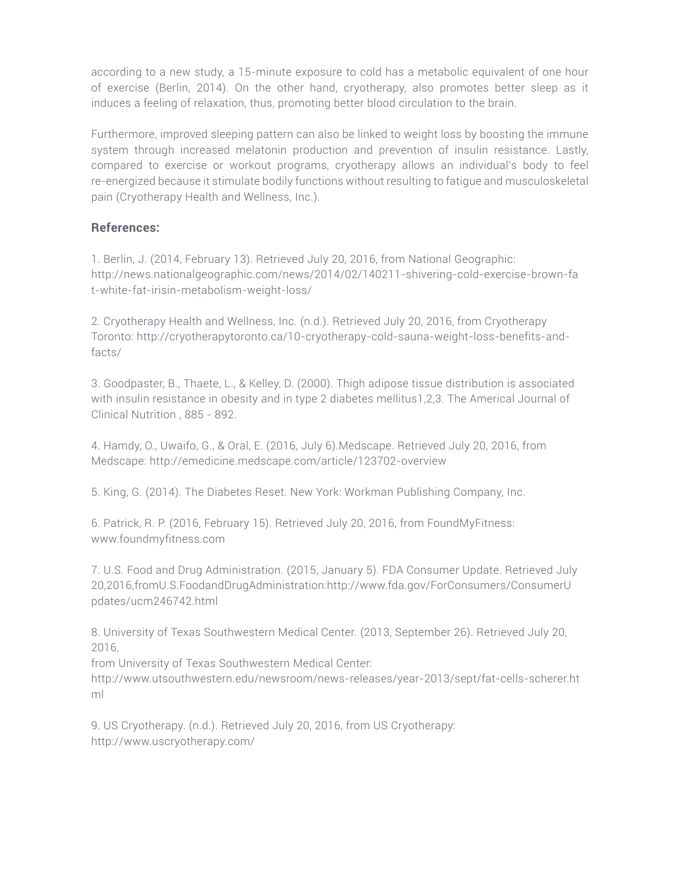according to a new study, a 15-minute exposure to cold has a metabolic equivalent of one hour of exercise (Berlin, 2014). On the other hand, cryotherapy, also promotes better sleep as it induces a feeling of relaxation, thus, promoting better blood circulation to the brain.

Furthermore, improved sleeping pattern can also be linked to weight loss by boosting the immune system through increased melatonin production and prevention of insulin resistance. Lastly, compared to exercise or workout programs, cryotherapy allows an individual's body to feel re-energized because it stimulate bodily functions without resulting to fatigue and musculoskeletal pain (Cryotherapy Health and Wellness, Inc.).

**References:**

1. Berlin, J. (2014, February 13). Retrieved July 20, 2016, from National Geographic: http://news.nationalgeographic.com/news/2014/02/140211-shivering-cold-exercise-brown-fat-white-fat-irisin-metabolism-weight-loss/

2. Cryotherapy Health and Wellness, Inc. (n.d.). Retrieved July 20, 2016, from Cryotherapy Toronto: http://cryotherapytoronto.ca/10-cryotherapy-cold-sauna-weight-loss-benefits-and-facts/

3. Goodpaster, B., Thaete, L., & Kelley, D. (2000). Thigh adipose tissue distribution is associated with insulin resistance in obesity and in type 2 diabetes mellitus1,2,3. The Americal Journal of Clinical Nutrition , 885 - 892.

4. Hamdy, O., Uwaifo, G., & Oral, E. (2016, July 6).Medscape. Retrieved July 20, 2016, from Medscape: http://emedicine.medscape.com/article/123702-overview

5. King, G. (2014). The Diabetes Reset. New York: Workman Publishing Company, Inc.

6. Patrick, R. P. (2016, February 15). Retrieved July 20, 2016, from FoundMyFitness: www.foundmyfitness.com

7. U.S. Food and Drug Administration. (2015, January 5). FDA Consumer Update. Retrieved July 20,2016,fromU.S.FoodandDrugAdministration:http://www.fda.gov/ForConsumers/ConsumerUpdates/ucm246742.html

8. University of Texas Southwestern Medical Center. (2013, September 26). Retrieved July 20, 2016,
from University of Texas Southwestern Medical Center:
http://www.utsouthwestern.edu/newsroom/news-releases/year-2013/sept/fat-cells-scherer.html

9. US Cryotherapy. (n.d.). Retrieved July 20, 2016, from US Cryotherapy: http://www.uscryotherapy.com/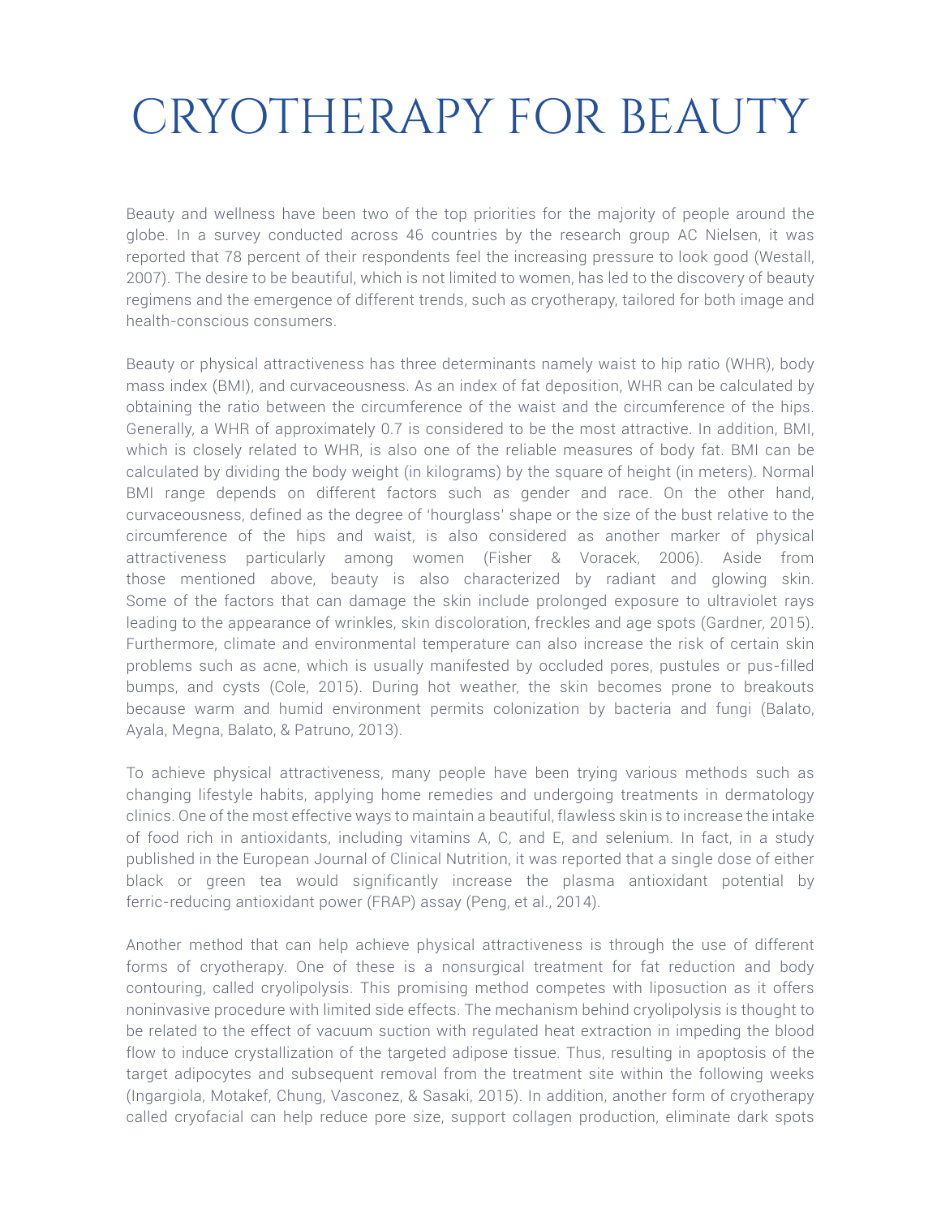# CRYOTHERAPY FOR BEAUTY

Beauty and wellness have been two of the top priorities for the majority of people around the globe. In a survey conducted across 46 countries by the research group AC Nielsen, it was reported that 78 percent of their respondents feel the increasing pressure to look good (Westall, 2007). The desire to be beautiful, which is not limited to women, has led to the discovery of beauty regimens and the emergence of different trends, such as cryotherapy, tailored for both image and health-conscious consumers.

Beauty or physical attractiveness has three determinants namely waist to hip ratio (WHR), body mass index (BMI), and curvaceousness. As an index of fat deposition, WHR can be calculated by obtaining the ratio between the circumference of the waist and the circumference of the hips. Generally, a WHR of approximately 0.7 is considered to be the most attractive. In addition, BMI, which is closely related to WHR, is also one of the reliable measures of body fat. BMI can be calculated by dividing the body weight (in kilograms) by the square of height (in meters). Normal BMI range depends on different factors such as gender and race. On the other hand, curvaceousness, defined as the degree of 'hourglass' shape or the size of the bust relative to the circumference of the hips and waist, is also considered as another marker of physical attractiveness particularly among women (Fisher & Voracek, 2006). Aside from those mentioned above, beauty is also characterized by radiant and glowing skin. Some of the factors that can damage the skin include prolonged exposure to ultraviolet rays leading to the appearance of wrinkles, skin discoloration, freckles and age spots (Gardner, 2015). Furthermore, climate and environmental temperature can also increase the risk of certain skin problems such as acne, which is usually manifested by occluded pores, pustules or pus-filled bumps, and cysts (Cole, 2015). During hot weather, the skin becomes prone to breakouts because warm and humid environment permits colonization by bacteria and fungi (Balato, Ayala, Megna, Balato, & Patruno, 2013).

To achieve physical attractiveness, many people have been trying various methods such as changing lifestyle habits, applying home remedies and undergoing treatments in dermatology clinics. One of the most effective ways to maintain a beautiful, flawless skin is to increase the intake of food rich in antioxidants, including vitamins A, C, and E, and selenium. In fact, in a study published in the European Journal of Clinical Nutrition, it was reported that a single dose of either black or green tea would significantly increase the plasma antioxidant potential by ferric-reducing antioxidant power (FRAP) assay (Peng, et al., 2014).

Another method that can help achieve physical attractiveness is through the use of different forms of cryotherapy. One of these is a nonsurgical treatment for fat reduction and body contouring, called cryolipolysis. This promising method competes with liposuction as it offers noninvasive procedure with limited side effects. The mechanism behind cryolipolysis is thought to be related to the effect of vacuum suction with regulated heat extraction in impeding the blood flow to induce crystallization of the targeted adipose tissue. Thus, resulting in apoptosis of the target adipocytes and subsequent removal from the treatment site within the following weeks (Ingargiola, Motakef, Chung, Vasconez, & Sasaki, 2015). In addition, another form of cryotherapy called cryofacial can help reduce pore size, support collagen production, eliminate dark spots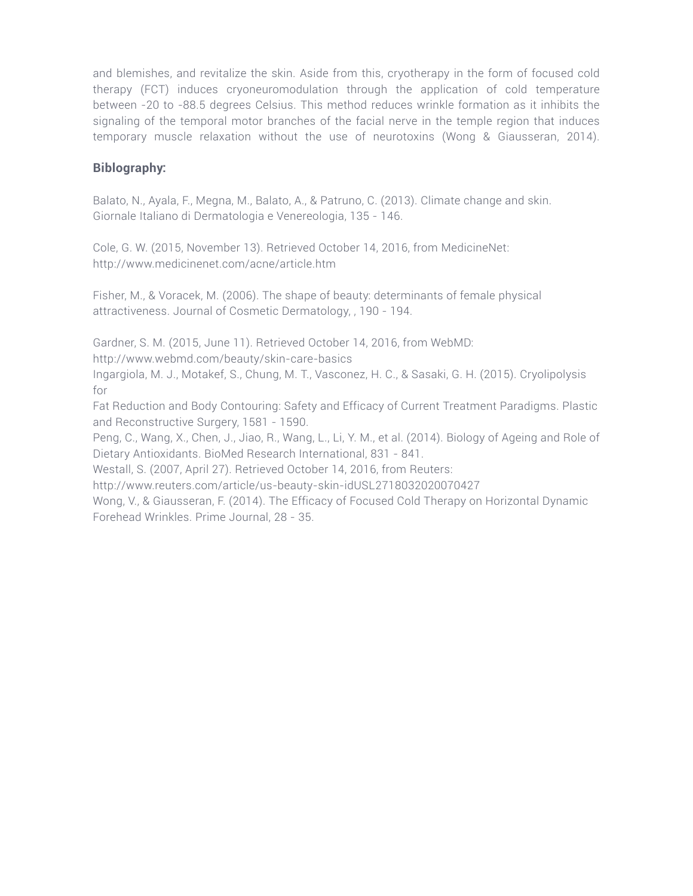and blemishes, and revitalize the skin. Aside from this, cryotherapy in the form of focused cold therapy (FCT) induces cryoneuromodulation through the application of cold temperature between -20 to -88.5 degrees Celsius. This method reduces wrinkle formation as it inhibits the signaling of the temporal motor branches of the facial nerve in the temple region that induces temporary muscle relaxation without the use of neurotoxins (Wong & Giausseran, 2014).

**Biblography:**

Balato, N., Ayala, F., Megna, M., Balato, A., & Patruno, C. (2013). Climate change and skin. Giornale Italiano di Dermatologia e Venereologia, 135 - 146.

Cole, G. W. (2015, November 13). Retrieved October 14, 2016, from MedicineNet: http://www.medicinenet.com/acne/article.htm

Fisher, M., & Voracek, M. (2006). The shape of beauty: determinants of female physical attractiveness. Journal of Cosmetic Dermatology, , 190 - 194.

Gardner, S. M. (2015, June 11). Retrieved October 14, 2016, from WebMD: http://www.webmd.com/beauty/skin-care-basics

Ingargiola, M. J., Motakef, S., Chung, M. T., Vasconez, H. C., & Sasaki, G. H. (2015). Cryolipolysis for Fat Reduction and Body Contouring: Safety and Efficacy of Current Treatment Paradigms. Plastic and Reconstructive Surgery, 1581 - 1590.

Peng, C., Wang, X., Chen, J., Jiao, R., Wang, L., Li, Y. M., et al. (2014). Biology of Ageing and Role of Dietary Antioxidants. BioMed Research International, 831 - 841.

Westall, S. (2007, April 27). Retrieved October 14, 2016, from Reuters: http://www.reuters.com/article/us-beauty-skin-idUSL2718032020070427

Wong, V., & Giausseran, F. (2014). The Efficacy of Focused Cold Therapy on Horizontal Dynamic Forehead Wrinkles. Prime Journal, 28 - 35.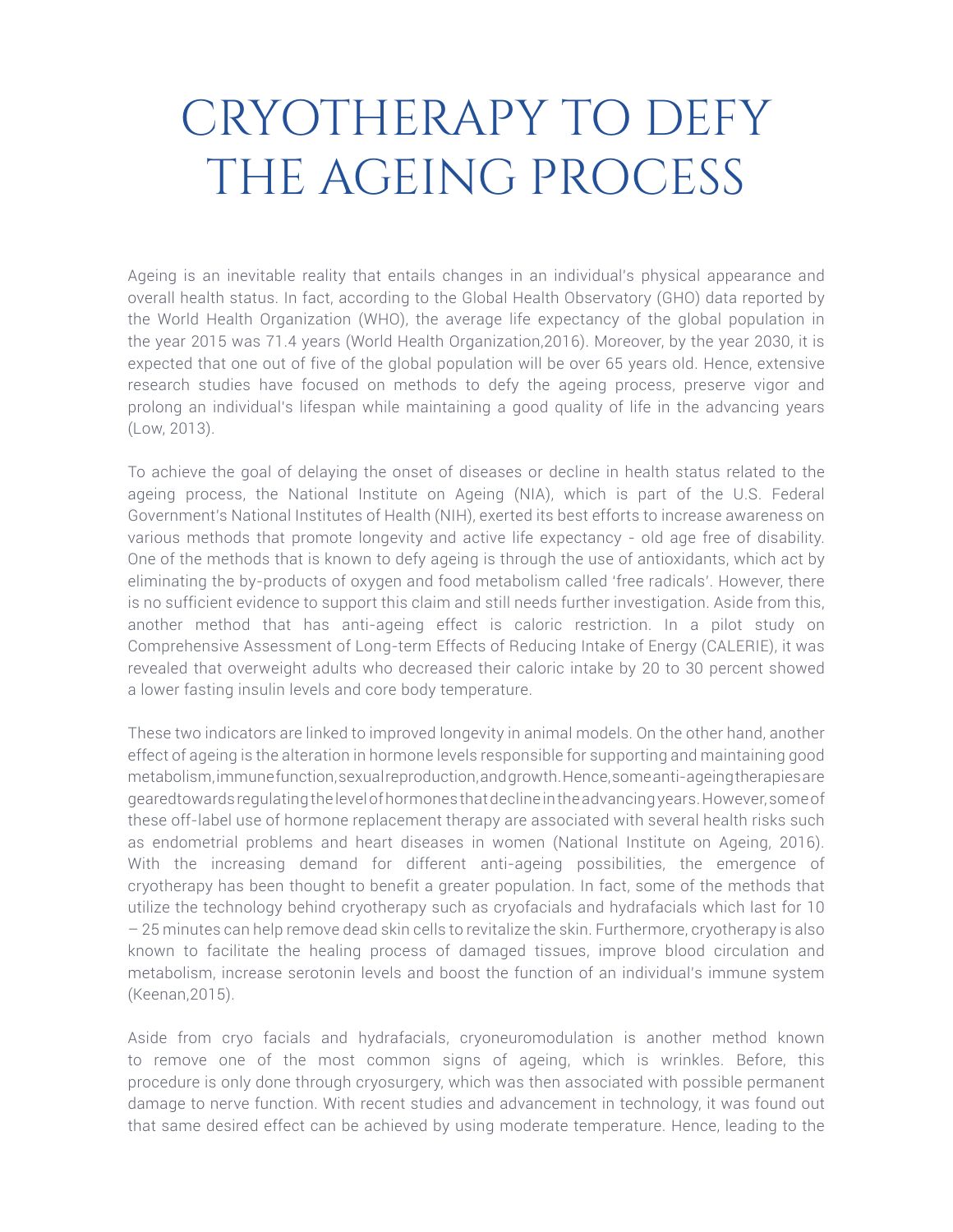# CRYOTHERAPY TO DEFY THE AGEING PROCESS

Ageing is an inevitable reality that entails changes in an individual's physical appearance and overall health status. In fact, according to the Global Health Observatory (GHO) data reported by the World Health Organization (WHO), the average life expectancy of the global population in the year 2015 was 71.4 years (World Health Organization,2016). Moreover, by the year 2030, it is expected that one out of five of the global population will be over 65 years old. Hence, extensive research studies have focused on methods to defy the ageing process, preserve vigor and prolong an individual's lifespan while maintaining a good quality of life in the advancing years (Low, 2013).

To achieve the goal of delaying the onset of diseases or decline in health status related to the ageing process, the National Institute on Ageing (NIA), which is part of the U.S. Federal Government's National Institutes of Health (NIH), exerted its best efforts to increase awareness on various methods that promote longevity and active life expectancy - old age free of disability. One of the methods that is known to defy ageing is through the use of antioxidants, which act by eliminating the by-products of oxygen and food metabolism called 'free radicals'. However, there is no sufficient evidence to support this claim and still needs further investigation. Aside from this, another method that has anti-ageing effect is caloric restriction. In a pilot study on Comprehensive Assessment of Long-term Effects of Reducing Intake of Energy (CALERIE), it was revealed that overweight adults who decreased their caloric intake by 20 to 30 percent showed a lower fasting insulin levels and core body temperature.

These two indicators are linked to improved longevity in animal models. On the other hand, another effect of ageing is the alteration in hormone levels responsible for supporting and maintaining good metabolism, immune function, sexual reproduction, and growth. Hence, some anti-ageing therapies are geared towards regulating the level of hormones that decline in the advancing years. However, some of these off-label use of hormone replacement therapy are associated with several health risks such as endometrial problems and heart diseases in women (National Institute on Ageing, 2016). With the increasing demand for different anti-ageing possibilities, the emergence of cryotherapy has been thought to benefit a greater population. In fact, some of the methods that utilize the technology behind cryotherapy such as cryofacials and hydrafacials which last for 10 – 25 minutes can help remove dead skin cells to revitalize the skin. Furthermore, cryotherapy is also known to facilitate the healing process of damaged tissues, improve blood circulation and metabolism, increase serotonin levels and boost the function of an individual's immune system (Keenan,2015).

Aside from cryo facials and hydrafacials, cryoneuromodulation is another method known to remove one of the most common signs of ageing, which is wrinkles. Before, this procedure is only done through cryosurgery, which was then associated with possible permanent damage to nerve function. With recent studies and advancement in technology, it was found out that same desired effect can be achieved by using moderate temperature. Hence, leading to the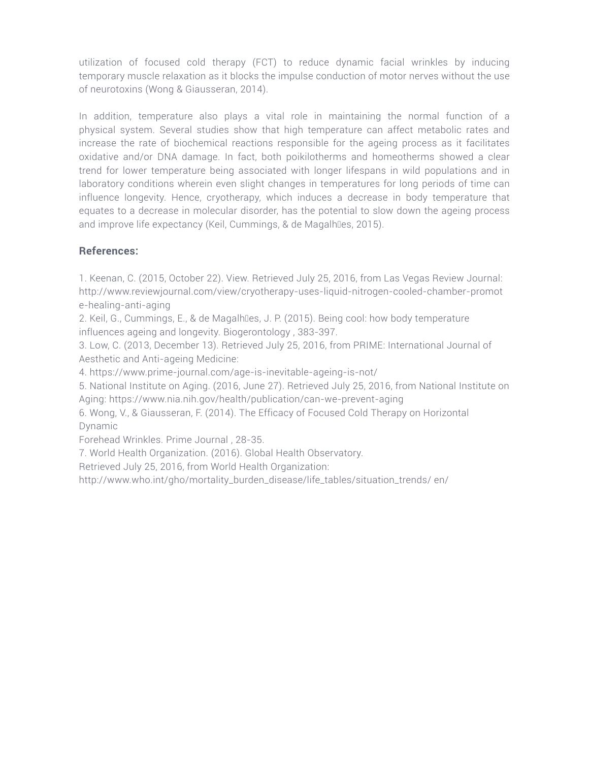utilization of focused cold therapy (FCT) to reduce dynamic facial wrinkles by inducing temporary muscle relaxation as it blocks the impulse conduction of motor nerves without the use of neurotoxins (Wong & Giausseran, 2014).

In addition, temperature also plays a vital role in maintaining the normal function of a physical system. Several studies show that high temperature can affect metabolic rates and increase the rate of biochemical reactions responsible for the ageing process as it facilitates oxidative and/or DNA damage. In fact, both poikilotherms and homeotherms showed a clear trend for lower temperature being associated with longer lifespans in wild populations and in laboratory conditions wherein even slight changes in temperatures for long periods of time can influence longevity. Hence, cryotherapy, which induces a decrease in body temperature that equates to a decrease in molecular disorder, has the potential to slow down the ageing process and improve life expectancy (Keil, Cummings, & de Magalh�es, 2015).

**References:**

1. Keenan, C. (2015, October 22). View. Retrieved July 25, 2016, from Las Vegas Review Journal: http://www.reviewjournal.com/view/cryotherapy-uses-liquid-nitrogen-cooled-chamber-promote-healing-anti-aging
2. Keil, G., Cummings, E., & de Magalh�es, J. P. (2015). Being cool: how body temperature influences ageing and longevity. Biogerontology , 383-397.
3. Low, C. (2013, December 13). Retrieved July 25, 2016, from PRIME: International Journal of Aesthetic and Anti-ageing Medicine:
4. https://www.prime-journal.com/age-is-inevitable-ageing-is-not/
5. National Institute on Aging. (2016, June 27). Retrieved July 25, 2016, from National Institute on Aging: https://www.nia.nih.gov/health/publication/can-we-prevent-aging
6. Wong, V., & Giausseran, F. (2014). The Efficacy of Focused Cold Therapy on Horizontal Dynamic
Forehead Wrinkles. Prime Journal , 28-35.
7. World Health Organization. (2016). Global Health Observatory.
Retrieved July 25, 2016, from World Health Organization:
http://www.who.int/gho/mortality_burden_disease/life_tables/situation_trends/ en/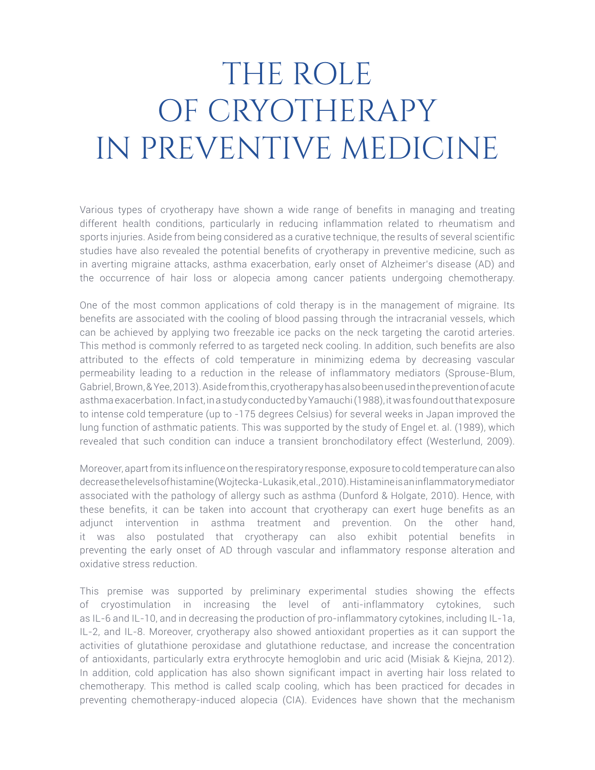# THE ROLE OF CRYOTHERAPY IN PREVENTIVE MEDICINE

Various types of cryotherapy have shown a wide range of benefits in managing and treating different health conditions, particularly in reducing inflammation related to rheumatism and sports injuries. Aside from being considered as a curative technique, the results of several scientific studies have also revealed the potential benefits of cryotherapy in preventive medicine, such as in averting migraine attacks, asthma exacerbation, early onset of Alzheimer's disease (AD) and the occurrence of hair loss or alopecia among cancer patients undergoing chemotherapy.

One of the most common applications of cold therapy is in the management of migraine. Its benefits are associated with the cooling of blood passing through the intracranial vessels, which can be achieved by applying two freezable ice packs on the neck targeting the carotid arteries. This method is commonly referred to as targeted neck cooling. In addition, such benefits are also attributed to the effects of cold temperature in minimizing edema by decreasing vascular permeability leading to a reduction in the release of inflammatory mediators (Sprouse-Blum, Gabriel, Brown, & Yee, 2013). Aside from this, cryotherapy has also been used in the prevention of acute asthma exacerbation. In fact, in a study conducted by Yamauchi (1988), it was found out that exposure to intense cold temperature (up to -175 degrees Celsius) for several weeks in Japan improved the lung function of asthmatic patients. This was supported by the study of Engel et. al. (1989), which revealed that such condition can induce a transient bronchodilatory effect (Westerlund, 2009).

Moreover, apart from its influence on the respiratory response, exposure to cold temperature can also decrease the levels of histamine (Wojtecka-Lukasik, et al., 2010). Histamine is an inflammatory mediator associated with the pathology of allergy such as asthma (Dunford & Holgate, 2010). Hence, with these benefits, it can be taken into account that cryotherapy can exert huge benefits as an adjunct intervention in asthma treatment and prevention. On the other hand, it was also postulated that cryotherapy can also exhibit potential benefits in preventing the early onset of AD through vascular and inflammatory response alteration and oxidative stress reduction.

This premise was supported by preliminary experimental studies showing the effects of cryostimulation in increasing the level of anti-inflammatory cytokines, such as IL-6 and IL-10, and in decreasing the production of pro-inflammatory cytokines, including IL-1a, IL-2, and IL-8. Moreover, cryotherapy also showed antioxidant properties as it can support the activities of glutathione peroxidase and glutathione reductase, and increase the concentration of antioxidants, particularly extra erythrocyte hemoglobin and uric acid (Misiak & Kiejna, 2012). In addition, cold application has also shown significant impact in averting hair loss related to chemotherapy. This method is called scalp cooling, which has been practiced for decades in preventing chemotherapy-induced alopecia (CIA). Evidences have shown that the mechanism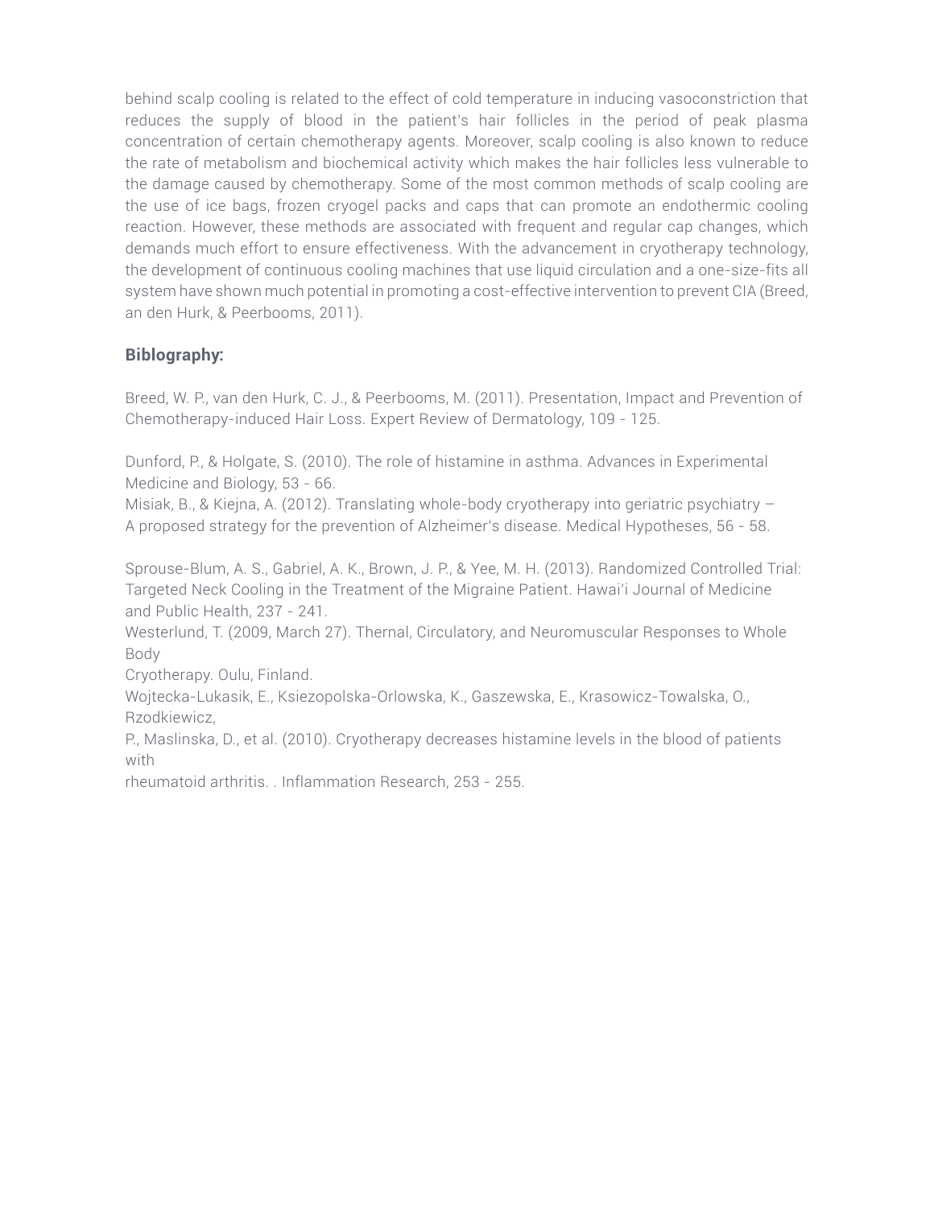behind scalp cooling is related to the effect of cold temperature in inducing vasoconstriction that reduces the supply of blood in the patient's hair follicles in the period of peak plasma concentration of certain chemotherapy agents. Moreover, scalp cooling is also known to reduce the rate of metabolism and biochemical activity which makes the hair follicles less vulnerable to the damage caused by chemotherapy. Some of the most common methods of scalp cooling are the use of ice bags, frozen cryogel packs and caps that can promote an endothermic cooling reaction. However, these methods are associated with frequent and regular cap changes, which demands much effort to ensure effectiveness. With the advancement in cryotherapy technology, the development of continuous cooling machines that use liquid circulation and a one-size-fits all system have shown much potential in promoting a cost-effective intervention to prevent CIA (Breed, an den Hurk, & Peerbooms, 2011).

**Biblography:**

Breed, W. P., van den Hurk, C. J., & Peerbooms, M. (2011). Presentation, Impact and Prevention of Chemotherapy-induced Hair Loss. Expert Review of Dermatology, 109 - 125.

Dunford, P., & Holgate, S. (2010). The role of histamine in asthma. Advances in Experimental Medicine and Biology, 53 - 66.
Misiak, B., & Kiejna, A. (2012). Translating whole-body cryotherapy into geriatric psychiatry – A proposed strategy for the prevention of Alzheimer's disease. Medical Hypotheses, 56 - 58.

Sprouse-Blum, A. S., Gabriel, A. K., Brown, J. P., & Yee, M. H. (2013). Randomized Controlled Trial: Targeted Neck Cooling in the Treatment of the Migraine Patient. Hawai'i Journal of Medicine and Public Health, 237 - 241.
Westerlund, T. (2009, March 27). Thernal, Circulatory, and Neuromuscular Responses to Whole Body
Cryotherapy. Oulu, Finland.
Wojtecka-Lukasik, E., Ksiezopolska-Orlowska, K., Gaszewska, E., Krasowicz-Towalska, O., Rzodkiewicz,
P., Maslinska, D., et al. (2010). Cryotherapy decreases histamine levels in the blood of patients with
rheumatoid arthritis. . Inflammation Research, 253 - 255.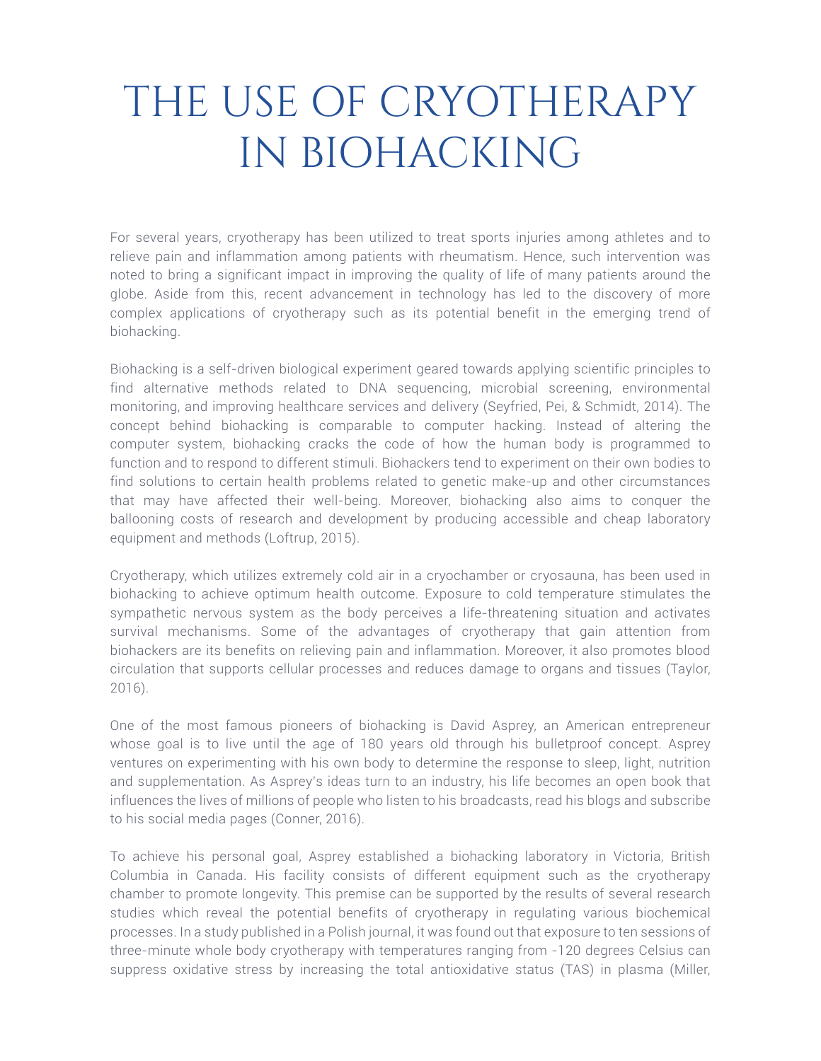# THE USE OF CRYOTHERAPY IN BIOHACKING

For several years, cryotherapy has been utilized to treat sports injuries among athletes and to relieve pain and inflammation among patients with rheumatism. Hence, such intervention was noted to bring a significant impact in improving the quality of life of many patients around the globe. Aside from this, recent advancement in technology has led to the discovery of more complex applications of cryotherapy such as its potential benefit in the emerging trend of biohacking.

Biohacking is a self-driven biological experiment geared towards applying scientific principles to find alternative methods related to DNA sequencing, microbial screening, environmental monitoring, and improving healthcare services and delivery (Seyfried, Pei, & Schmidt, 2014). The concept behind biohacking is comparable to computer hacking. Instead of altering the computer system, biohacking cracks the code of how the human body is programmed to function and to respond to different stimuli. Biohackers tend to experiment on their own bodies to find solutions to certain health problems related to genetic make-up and other circumstances that may have affected their well-being. Moreover, biohacking also aims to conquer the ballooning costs of research and development by producing accessible and cheap laboratory equipment and methods (Loftrup, 2015).

Cryotherapy, which utilizes extremely cold air in a cryochamber or cryosauna, has been used in biohacking to achieve optimum health outcome. Exposure to cold temperature stimulates the sympathetic nervous system as the body perceives a life-threatening situation and activates survival mechanisms. Some of the advantages of cryotherapy that gain attention from biohackers are its benefits on relieving pain and inflammation. Moreover, it also promotes blood circulation that supports cellular processes and reduces damage to organs and tissues (Taylor, 2016).

One of the most famous pioneers of biohacking is David Asprey, an American entrepreneur whose goal is to live until the age of 180 years old through his bulletproof concept. Asprey ventures on experimenting with his own body to determine the response to sleep, light, nutrition and supplementation. As Asprey's ideas turn to an industry, his life becomes an open book that influences the lives of millions of people who listen to his broadcasts, read his blogs and subscribe to his social media pages (Conner, 2016).

To achieve his personal goal, Asprey established a biohacking laboratory in Victoria, British Columbia in Canada. His facility consists of different equipment such as the cryotherapy chamber to promote longevity. This premise can be supported by the results of several research studies which reveal the potential benefits of cryotherapy in regulating various biochemical processes. In a study published in a Polish journal, it was found out that exposure to ten sessions of three-minute whole body cryotherapy with temperatures ranging from -120 degrees Celsius can suppress oxidative stress by increasing the total antioxidative status (TAS) in plasma (Miller,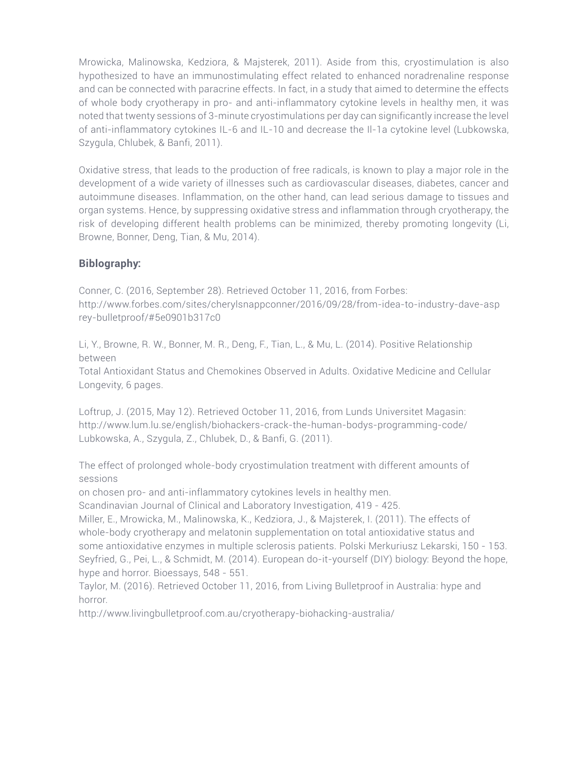Mrowicka, Malinowska, Kedziora, & Majsterek, 2011). Aside from this, cryostimulation is also hypothesized to have an immunostimulating effect related to enhanced noradrenaline response and can be connected with paracrine effects. In fact, in a study that aimed to determine the effects of whole body cryotherapy in pro- and anti-inflammatory cytokine levels in healthy men, it was noted that twenty sessions of 3-minute cryostimulations per day can significantly increase the level of anti-inflammatory cytokines IL-6 and IL-10 and decrease the Il-1a cytokine level (Lubkowska, Szygula, Chlubek, & Banfi, 2011).

Oxidative stress, that leads to the production of free radicals, is known to play a major role in the development of a wide variety of illnesses such as cardiovascular diseases, diabetes, cancer and autoimmune diseases. Inflammation, on the other hand, can lead serious damage to tissues and organ systems. Hence, by suppressing oxidative stress and inflammation through cryotherapy, the risk of developing different health problems can be minimized, thereby promoting longevity (Li, Browne, Bonner, Deng, Tian, & Mu, 2014).

### Biblography:

Conner, C. (2016, September 28). Retrieved October 11, 2016, from Forbes: http://www.forbes.com/sites/cherylsnappconner/2016/09/28/from-idea-to-industry-dave-asprey-bulletproof/#5e0901b317c0

Li, Y., Browne, R. W., Bonner, M. R., Deng, F., Tian, L., & Mu, L. (2014). Positive Relationship between
Total Antioxidant Status and Chemokines Observed in Adults. Oxidative Medicine and Cellular Longevity, 6 pages.

Loftrup, J. (2015, May 12). Retrieved October 11, 2016, from Lunds Universitet Magasin: http://www.lum.lu.se/english/biohackers-crack-the-human-bodys-programming-code/
Lubkowska, A., Szygula, Z., Chlubek, D., & Banfi, G. (2011).

The effect of prolonged whole-body cryostimulation treatment with different amounts of sessions
on chosen pro- and anti-inflammatory cytokines levels in healthy men.
Scandinavian Journal of Clinical and Laboratory Investigation, 419 - 425.
Miller, E., Mrowicka, M., Malinowska, K., Kedziora, J., & Majsterek, I. (2011). The effects of whole-body cryotherapy and melatonin supplementation on total antioxidative status and some antioxidative enzymes in multiple sclerosis patients. Polski Merkuriusz Lekarski, 150 - 153.
Seyfried, G., Pei, L., & Schmidt, M. (2014). European do-it-yourself (DIY) biology: Beyond the hope, hype and horror. Bioessays, 548 - 551.
Taylor, M. (2016). Retrieved October 11, 2016, from Living Bulletproof in Australia: hype and horror.
http://www.livingbulletproof.com.au/cryotherapy-biohacking-australia/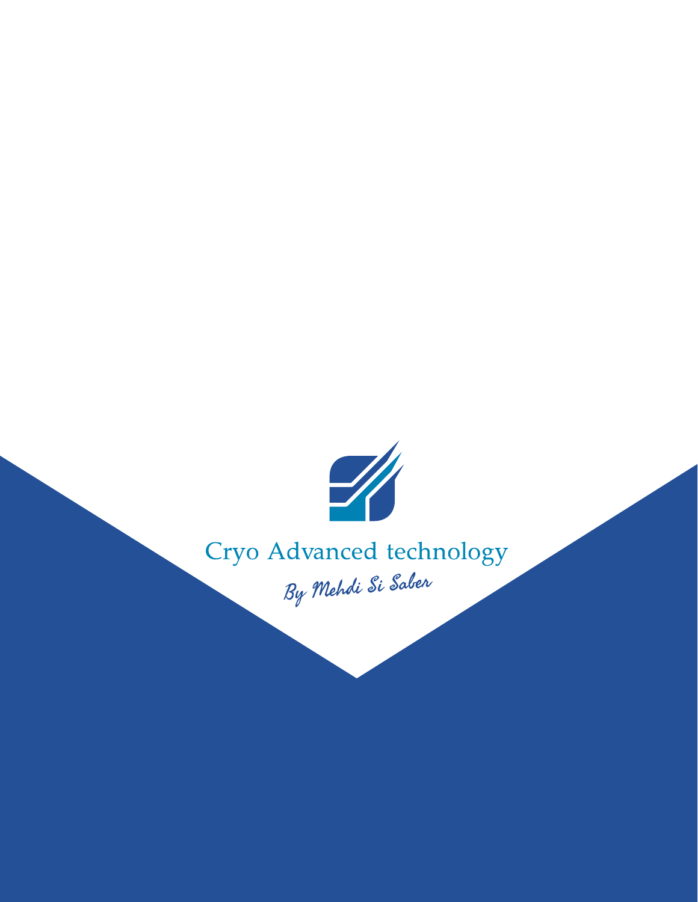Cryo Advanced technology

*By Mehdi Si Saber*